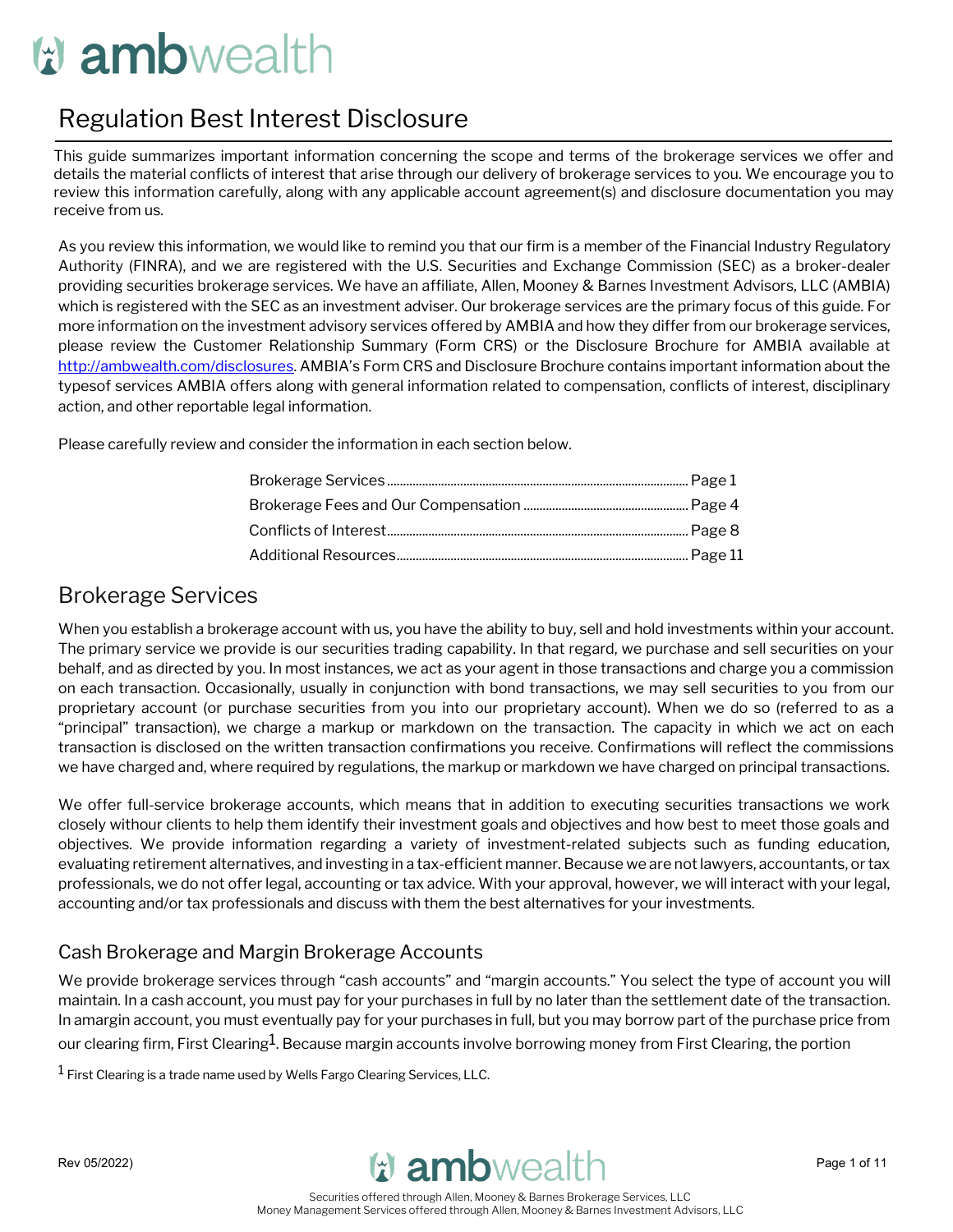# ambwealth

## Regulation Best Interest Disclosure

This guide summarizes important information concerning the scope and terms of the brokerage services we offer and details the material conflicts of interest that arise through our delivery of brokerage services to you. We encourage you to review this information carefully, along with any applicable account agreement(s) and disclosure documentation you may receive from us.

As you review this information, we would like to remind you that our firm is a member of the Financial Industry Regulatory Authority (FINRA), and we are registered with the U.S. Securities and Exchange Commission (SEC) as a broker-dealer providing securities brokerage services. We have an affiliate, Allen, Mooney & Barnes Investment Advisors, LLC (AMBIA) which is registered with the SEC as an investment adviser. Our brokerage services are the primary focus of this guide. For more information on the investment advisory services offered by AMBIA and how they differ from our brokerage services, please review the Customer Relationship Summary (Form CRS) or the Disclosure Brochure for AMBIA available at http://ambwealth.com/disclosures. AMBIA's Form CRS and Disclosure Brochure contains important information about the typesof services AMBIA offers along with general information related to compensation, conflicts of interest, disciplinary action, and other reportable legal information.

Please carefully review and consider the information in each section below.

- Brokerage Services .......... Page 1
- Brokerage Fees and Our Compensation .......... Page 4
- Conflicts of Interest .......... Page 8
- Additional Resources .......... Page 11

## Brokerage Services

When you establish a brokerage account with us, you have the ability to buy, sell and hold investments within your account. The primary service we provide is our securities trading capability. In that regard, we purchase and sell securities on your behalf, and as directed by you. In most instances, we act as your agent in those transactions and charge you a commission on each transaction. Occasionally, usually in conjunction with bond transactions, we may sell securities to you from our proprietary account (or purchase securities from you into our proprietary account). When we do so (referred to as a "principal" transaction), we charge a markup or markdown on the transaction. The capacity in which we act on each transaction is disclosed on the written transaction confirmations you receive. Confirmations will reflect the commissions we have charged and, where required by regulations, the markup or markdown we have charged on principal transactions.

We offer full-service brokerage accounts, which means that in addition to executing securities transactions we work closely withour clients to help them identify their investment goals and objectives and how best to meet those goals and objectives. We provide information regarding a variety of investment-related subjects such as funding education, evaluating retirement alternatives, and investing in a tax-efficient manner. Because we are not lawyers, accountants, or tax professionals, we do not offer legal, accounting or tax advice. With your approval, however, we will interact with your legal, accounting and/or tax professionals and discuss with them the best alternatives for your investments.

### Cash Brokerage and Margin Brokerage Accounts

We provide brokerage services through "cash accounts" and "margin accounts." You select the type of account you will maintain. In a cash account, you must pay for your purchases in full by no later than the settlement date of the transaction. In amargin account, you must eventually pay for your purchases in full, but you may borrow part of the purchase price from our clearing firm, First Clearing[1]. Because margin accounts involve borrowing money from First Clearing, the portion

[1] First Clearing is a trade name used by Wells Fargo Clearing Services, LLC.

Rev 05/2022)

Securities offered through Allen, Mooney & Barnes Brokerage Services, LLC
Money Management Services offered through Allen, Mooney & Barnes Investment Advisors, LLC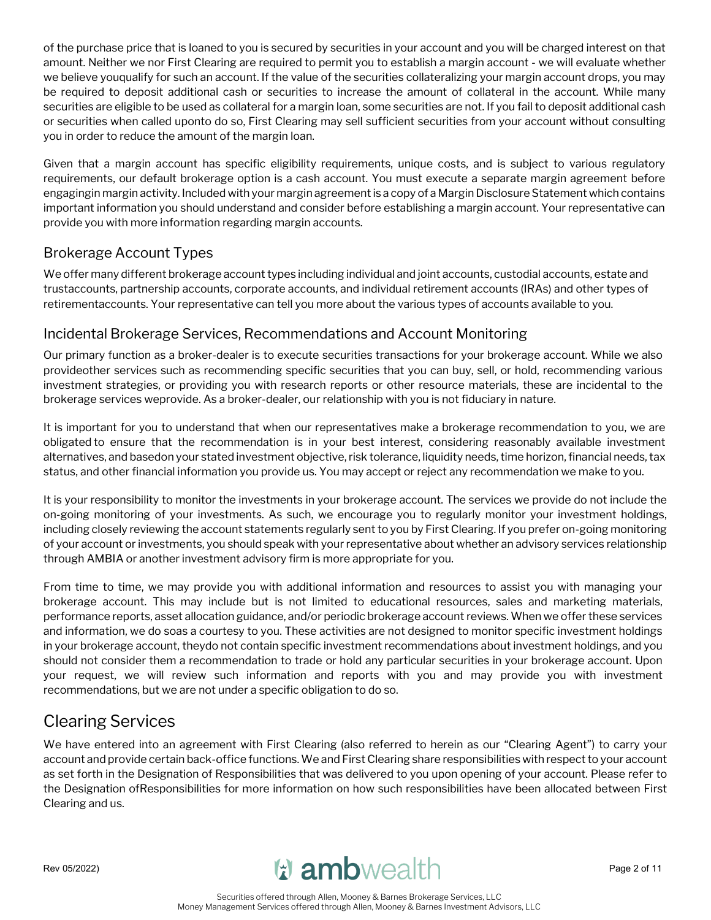of the purchase price that is loaned to you is secured by securities in your account and you will be charged interest on that amount. Neither we nor First Clearing are required to permit you to establish a margin account - we will evaluate whether we believe youqualify for such an account. If the value of the securities collateralizing your margin account drops, you may be required to deposit additional cash or securities to increase the amount of collateral in the account. While many securities are eligible to be used as collateral for a margin loan, some securities are not. If you fail to deposit additional cash or securities when called uponto do so, First Clearing may sell sufficient securities from your account without consulting you in order to reduce the amount of the margin loan.

Given that a margin account has specific eligibility requirements, unique costs, and is subject to various regulatory requirements, our default brokerage option is a cash account. You must execute a separate margin agreement before engagingin margin activity. Included with your margin agreement is a copy of a Margin Disclosure Statement which contains important information you should understand and consider before establishing a margin account. Your representative can provide you with more information regarding margin accounts.

## Brokerage Account Types

We offer many different brokerage account types including individual and joint accounts, custodial accounts, estate and trustaccounts, partnership accounts, corporate accounts, and individual retirement accounts (IRAs) and other types of retirementaccounts. Your representative can tell you more about the various types of accounts available to you.

## Incidental Brokerage Services, Recommendations and Account Monitoring

Our primary function as a broker-dealer is to execute securities transactions for your brokerage account. While we also provideother services such as recommending specific securities that you can buy, sell, or hold, recommending various investment strategies, or providing you with research reports or other resource materials, these are incidental to the brokerage services weprovide. As a broker-dealer, our relationship with you is not fiduciary in nature.

It is important for you to understand that when our representatives make a brokerage recommendation to you, we are obligated to ensure that the recommendation is in your best interest, considering reasonably available investment alternatives, and basedon your stated investment objective, risk tolerance, liquidity needs, time horizon, financial needs, tax status, and other financial information you provide us. You may accept or reject any recommendation we make to you.

It is your responsibility to monitor the investments in your brokerage account. The services we provide do not include the on-going monitoring of your investments. As such, we encourage you to regularly monitor your investment holdings, including closely reviewing the account statements regularly sent to you by First Clearing. If you prefer on-going monitoring of your account or investments, you should speak with your representative about whether an advisory services relationship through AMBIA or another investment advisory firm is more appropriate for you.

From time to time, we may provide you with additional information and resources to assist you with managing your brokerage account. This may include but is not limited to educational resources, sales and marketing materials, performance reports, asset allocation guidance, and/or periodic brokerage account reviews. When we offer these services and information, we do soas a courtesy to you. These activities are not designed to monitor specific investment holdings in your brokerage account, theydo not contain specific investment recommendations about investment holdings, and you should not consider them a recommendation to trade or hold any particular securities in your brokerage account. Upon your request, we will review such information and reports with you and may provide you with investment recommendations, but we are not under a specific obligation to do so.

# Clearing Services

We have entered into an agreement with First Clearing (also referred to herein as our "Clearing Agent") to carry your account and provide certain back-office functions. We and First Clearing share responsibilities with respect to your account as set forth in the Designation of Responsibilities that was delivered to you upon opening of your account. Please refer to the Designation ofResponsibilities for more information on how such responsibilities have been allocated between First Clearing and us.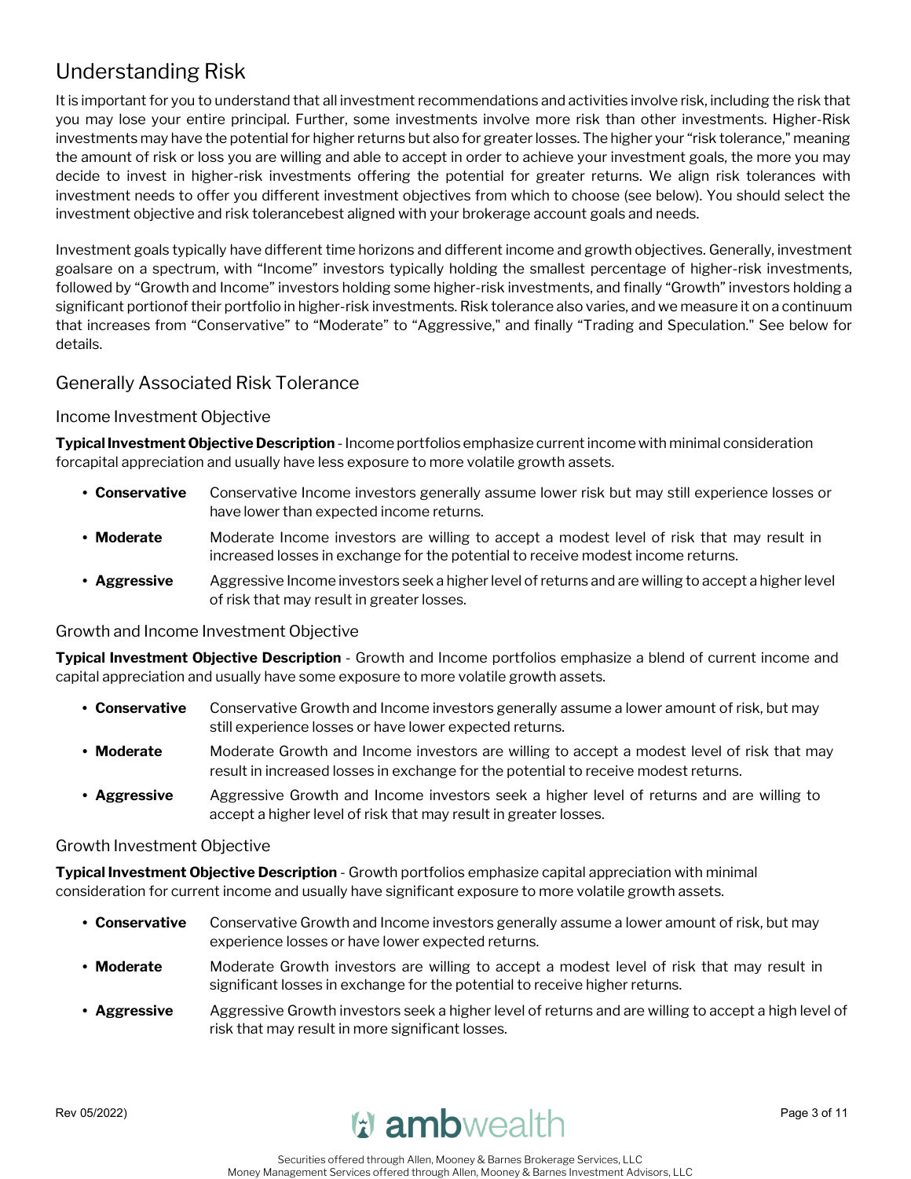# Understanding Risk

It is important for you to understand that all investment recommendations and activities involve risk, including the risk that you may lose your entire principal. Further, some investments involve more risk than other investments. Higher-Risk investments may have the potential for higher returns but also for greater losses. The higher your "risk tolerance," meaning the amount of risk or loss you are willing and able to accept in order to achieve your investment goals, the more you may decide to invest in higher-risk investments offering the potential for greater returns. We align risk tolerances with investment needs to offer you different investment objectives from which to choose (see below). You should select the investment objective and risk tolerancebest aligned with your brokerage account goals and needs.

Investment goals typically have different time horizons and different income and growth objectives. Generally, investment goalsare on a spectrum, with "Income" investors typically holding the smallest percentage of higher-risk investments, followed by "Growth and Income" investors holding some higher-risk investments, and finally "Growth" investors holding a significant portionof their portfolio in higher-risk investments. Risk tolerance also varies, and we measure it on a continuum that increases from "Conservative" to "Moderate" to "Aggressive," and finally "Trading and Speculation." See below for details.

## Generally Associated Risk Tolerance

### Income Investment Objective

**Typical Investment Objective Description** - Income portfolios emphasize current income with minimal consideration forcapital appreciation and usually have less exposure to more volatile growth assets.

- **Conservative** Conservative Income investors generally assume lower risk but may still experience losses or have lower than expected income returns.
- **Moderate** Moderate Income investors are willing to accept a modest level of risk that may result in increased losses in exchange for the potential to receive modest income returns.
- **Aggressive** Aggressive Income investors seek a higher level of returns and are willing to accept a higher level of risk that may result in greater losses.

### Growth and Income Investment Objective

**Typical Investment Objective Description** - Growth and Income portfolios emphasize a blend of current income and capital appreciation and usually have some exposure to more volatile growth assets.

- **Conservative** Conservative Growth and Income investors generally assume a lower amount of risk, but may still experience losses or have lower expected returns.
- **Moderate** Moderate Growth and Income investors are willing to accept a modest level of risk that may result in increased losses in exchange for the potential to receive modest returns.
- **Aggressive** Aggressive Growth and Income investors seek a higher level of returns and are willing to accept a higher level of risk that may result in greater losses.

### Growth Investment Objective

**Typical Investment Objective Description** - Growth portfolios emphasize capital appreciation with minimal consideration for current income and usually have significant exposure to more volatile growth assets.

- **Conservative** Conservative Growth and Income investors generally assume a lower amount of risk, but may experience losses or have lower expected returns.
- **Moderate** Moderate Growth investors are willing to accept a modest level of risk that may result in significant losses in exchange for the potential to receive higher returns.
- **Aggressive** Aggressive Growth investors seek a higher level of returns and are willing to accept a high level of risk that may result in more significant losses.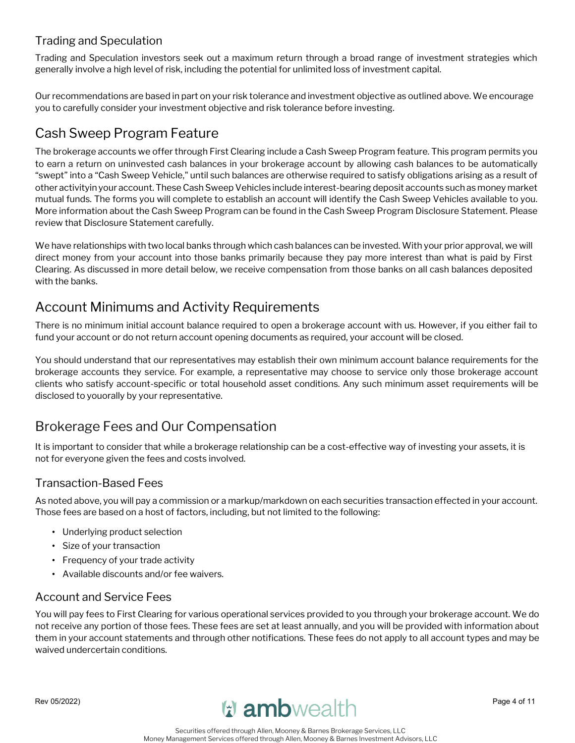### Trading and Speculation

Trading and Speculation investors seek out a maximum return through a broad range of investment strategies which generally involve a high level of risk, including the potential for unlimited loss of investment capital.

Our recommendations are based in part on your risk tolerance and investment objective as outlined above. We encourage you to carefully consider your investment objective and risk tolerance before investing.

## Cash Sweep Program Feature

The brokerage accounts we offer through First Clearing include a Cash Sweep Program feature. This program permits you to earn a return on uninvested cash balances in your brokerage account by allowing cash balances to be automatically "swept" into a "Cash Sweep Vehicle," until such balances are otherwise required to satisfy obligations arising as a result of other activityin your account. These Cash Sweep Vehicles include interest-bearing deposit accounts such as money market mutual funds. The forms you will complete to establish an account will identify the Cash Sweep Vehicles available to you. More information about the Cash Sweep Program can be found in the Cash Sweep Program Disclosure Statement. Please review that Disclosure Statement carefully.

We have relationships with two local banks through which cash balances can be invested. With your prior approval, we will direct money from your account into those banks primarily because they pay more interest than what is paid by First Clearing. As discussed in more detail below, we receive compensation from those banks on all cash balances deposited with the banks.

## Account Minimums and Activity Requirements

There is no minimum initial account balance required to open a brokerage account with us. However, if you either fail to fund your account or do not return account opening documents as required, your account will be closed.

You should understand that our representatives may establish their own minimum account balance requirements for the brokerage accounts they service. For example, a representative may choose to service only those brokerage account clients who satisfy account-specific or total household asset conditions. Any such minimum asset requirements will be disclosed to youorally by your representative.

## Brokerage Fees and Our Compensation

It is important to consider that while a brokerage relationship can be a cost-effective way of investing your assets, it is not for everyone given the fees and costs involved.

### Transaction-Based Fees

As noted above, you will pay a commission or a markup/markdown on each securities transaction effected in your account. Those fees are based on a host of factors, including, but not limited to the following:

- Underlying product selection
- Size of your transaction
- Frequency of your trade activity
- Available discounts and/or fee waivers.

### Account and Service Fees

You will pay fees to First Clearing for various operational services provided to you through your brokerage account. We do not receive any portion of those fees. These fees are set at least annually, and you will be provided with information about them in your account statements and through other notifications. These fees do not apply to all account types and may be waived undercertain conditions.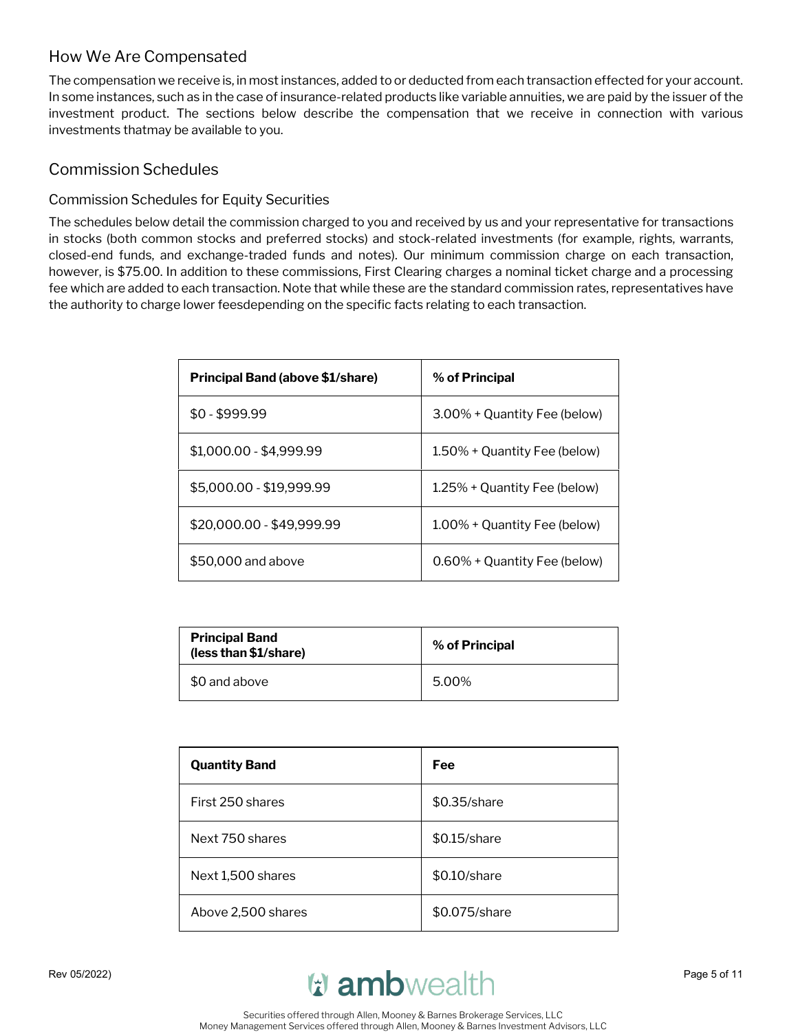## How We Are Compensated

The compensation we receive is, in most instances, added to or deducted from each transaction effected for your account. In some instances, such as in the case of insurance-related products like variable annuities, we are paid by the issuer of the investment product. The sections below describe the compensation that we receive in connection with various investments thatmay be available to you.

## Commission Schedules

### Commission Schedules for Equity Securities

The schedules below detail the commission charged to you and received by us and your representative for transactions in stocks (both common stocks and preferred stocks) and stock-related investments (for example, rights, warrants, closed-end funds, and exchange-traded funds and notes). Our minimum commission charge on each transaction, however, is $75.00. In addition to these commissions, First Clearing charges a nominal ticket charge and a processing fee which are added to each transaction. Note that while these are the standard commission rates, representatives have the authority to charge lower feesdepending on the specific facts relating to each transaction.

| **Principal Band (above $1/share)** | **% of Principal** |
|---|---|
| $0 - $999.99 | 3.00% + Quantity Fee (below) |
| $1,000.00 - $4,999.99 | 1.50% + Quantity Fee (below) |
| $5,000.00 - $19,999.99 | 1.25% + Quantity Fee (below) |
| $20,000.00 - $49,999.99 | 1.00% + Quantity Fee (below) |
| $50,000 and above | 0.60% + Quantity Fee (below) |

| **Principal Band (less than $1/share)** | **% of Principal** |
|---|---|
| $0 and above | 5.00% |

| **Quantity Band** | **Fee** |
|---|---|
| First 250 shares | $0.35/share |
| Next 750 shares | $0.15/share |
| Next 1,500 shares | $0.10/share |
| Above 2,500 shares | $0.075/share |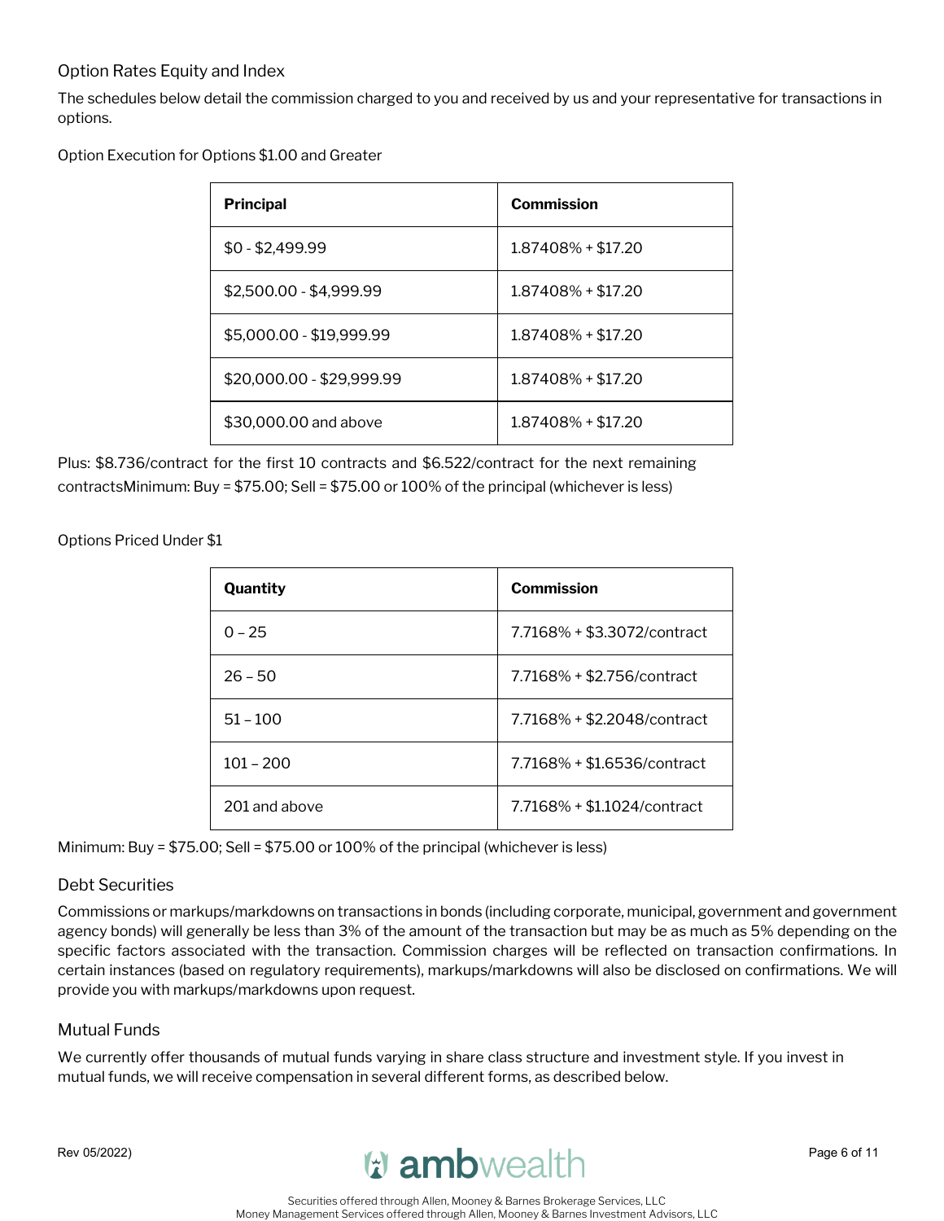## Option Rates Equity and Index

The schedules below detail the commission charged to you and received by us and your representative for transactions in options.

Option Execution for Options $1.00 and Greater

| Principal | Commission |
|---|---|
| $0 - $2,499.99 | 1.87408% + $17.20 |
| $2,500.00 - $4,999.99 | 1.87408% + $17.20 |
| $5,000.00 - $19,999.99 | 1.87408% + $17.20 |
| $20,000.00 - $29,999.99 | 1.87408% + $17.20 |
| $30,000.00 and above | 1.87408% + $17.20 |

Plus: $8.736/contract for the first 10 contracts and $6.522/contract for the next remaining contractsMinimum: Buy = $75.00; Sell = $75.00 or 100% of the principal (whichever is less)

Options Priced Under $1

| Quantity | Commission |
|---|---|
| 0 – 25 | 7.7168% + $3.3072/contract |
| 26 – 50 | 7.7168% + $2.756/contract |
| 51 – 100 | 7.7168% + $2.2048/contract |
| 101 – 200 | 7.7168% + $1.6536/contract |
| 201 and above | 7.7168% + $1.1024/contract |

Minimum: Buy = $75.00; Sell = $75.00 or 100% of the principal (whichever is less)

## Debt Securities

Commissions or markups/markdowns on transactions in bonds (including corporate, municipal, government and government agency bonds) will generally be less than 3% of the amount of the transaction but may be as much as 5% depending on the specific factors associated with the transaction. Commission charges will be reflected on transaction confirmations. In certain instances (based on regulatory requirements), markups/markdowns will also be disclosed on confirmations. We will provide you with markups/markdowns upon request.

## Mutual Funds

We currently offer thousands of mutual funds varying in share class structure and investment style. If you invest in mutual funds, we will receive compensation in several different forms, as described below.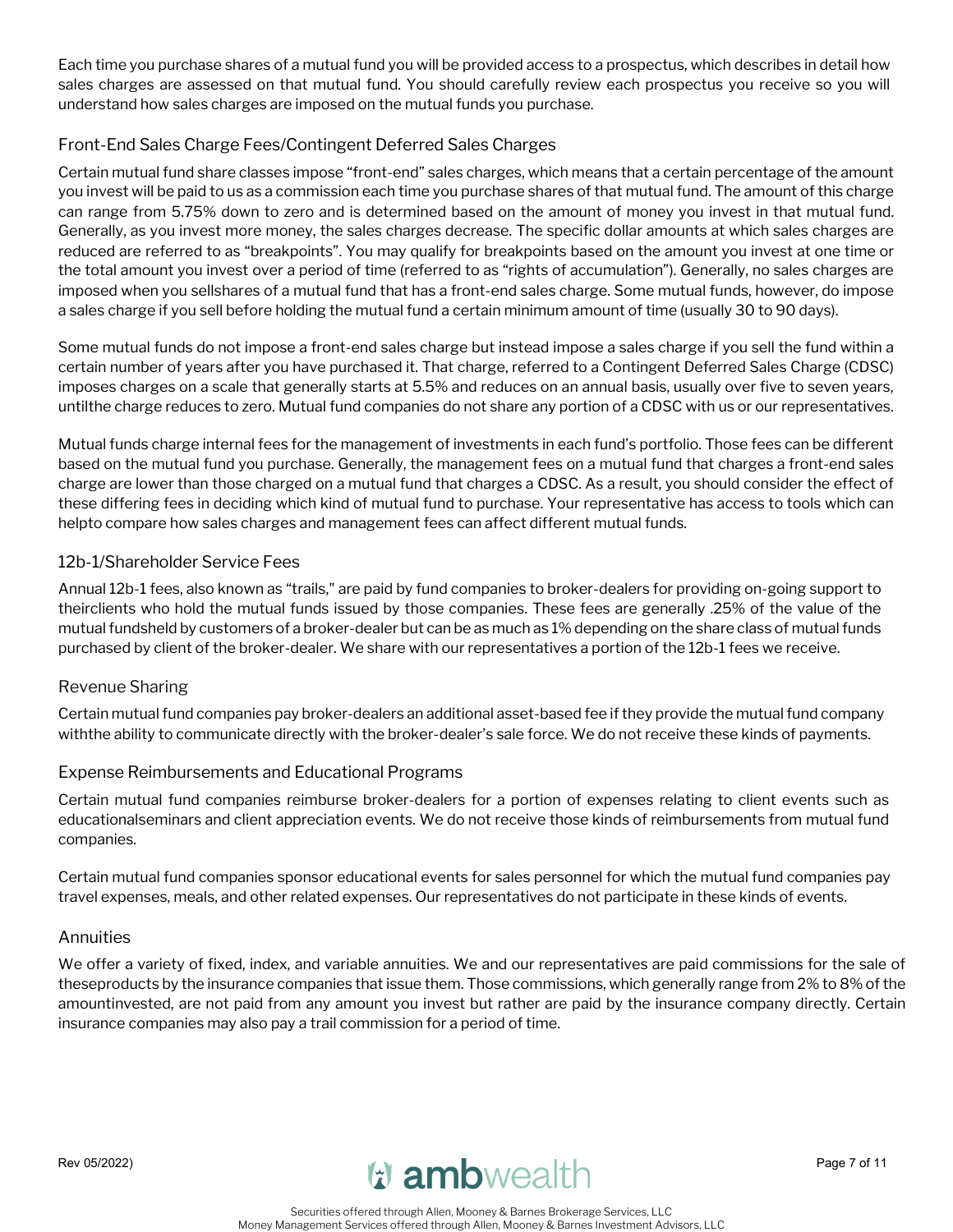Each time you purchase shares of a mutual fund you will be provided access to a prospectus, which describes in detail how sales charges are assessed on that mutual fund. You should carefully review each prospectus you receive so you will understand how sales charges are imposed on the mutual funds you purchase.

## Front-End Sales Charge Fees/Contingent Deferred Sales Charges

Certain mutual fund share classes impose "front-end" sales charges, which means that a certain percentage of the amount you invest will be paid to us as a commission each time you purchase shares of that mutual fund. The amount of this charge can range from 5.75% down to zero and is determined based on the amount of money you invest in that mutual fund. Generally, as you invest more money, the sales charges decrease. The specific dollar amounts at which sales charges are reduced are referred to as "breakpoints". You may qualify for breakpoints based on the amount you invest at one time or the total amount you invest over a period of time (referred to as "rights of accumulation"). Generally, no sales charges are imposed when you sellshares of a mutual fund that has a front-end sales charge. Some mutual funds, however, do impose a sales charge if you sell before holding the mutual fund a certain minimum amount of time (usually 30 to 90 days).

Some mutual funds do not impose a front-end sales charge but instead impose a sales charge if you sell the fund within a certain number of years after you have purchased it. That charge, referred to a Contingent Deferred Sales Charge (CDSC) imposes charges on a scale that generally starts at 5.5% and reduces on an annual basis, usually over five to seven years, untilthe charge reduces to zero. Mutual fund companies do not share any portion of a CDSC with us or our representatives.

Mutual funds charge internal fees for the management of investments in each fund's portfolio. Those fees can be different based on the mutual fund you purchase. Generally, the management fees on a mutual fund that charges a front-end sales charge are lower than those charged on a mutual fund that charges a CDSC. As a result, you should consider the effect of these differing fees in deciding which kind of mutual fund to purchase. Your representative has access to tools which can helpto compare how sales charges and management fees can affect different mutual funds.

## 12b-1/Shareholder Service Fees

Annual 12b-1 fees, also known as "trails," are paid by fund companies to broker-dealers for providing on-going support to theirclients who hold the mutual funds issued by those companies. These fees are generally .25% of the value of the mutual fundsheld by customers of a broker-dealer but can be as much as 1% depending on the share class of mutual funds purchased by client of the broker-dealer. We share with our representatives a portion of the 12b-1 fees we receive.

## Revenue Sharing

Certain mutual fund companies pay broker-dealers an additional asset-based fee if they provide the mutual fund company withthe ability to communicate directly with the broker-dealer's sale force. We do not receive these kinds of payments.

## Expense Reimbursements and Educational Programs

Certain mutual fund companies reimburse broker-dealers for a portion of expenses relating to client events such as educationalseminars and client appreciation events. We do not receive those kinds of reimbursements from mutual fund companies.

Certain mutual fund companies sponsor educational events for sales personnel for which the mutual fund companies pay travel expenses, meals, and other related expenses. Our representatives do not participate in these kinds of events.

## Annuities

We offer a variety of fixed, index, and variable annuities. We and our representatives are paid commissions for the sale of theseproducts by the insurance companies that issue them. Those commissions, which generally range from 2% to 8% of the amountinvested, are not paid from any amount you invest but rather are paid by the insurance company directly. Certain insurance companies may also pay a trail commission for a period of time.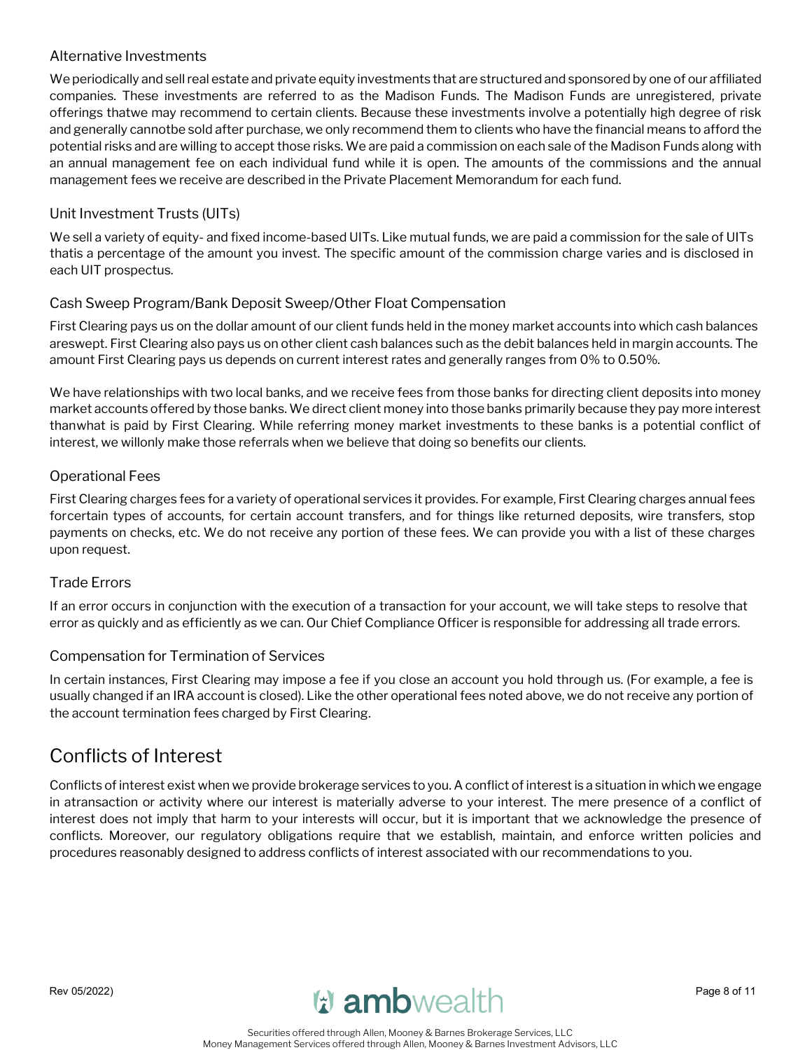### Alternative Investments

We periodically and sell real estate and private equity investments that are structured and sponsored by one of our affiliated companies. These investments are referred to as the Madison Funds. The Madison Funds are unregistered, private offerings thatwe may recommend to certain clients. Because these investments involve a potentially high degree of risk and generally cannotbe sold after purchase, we only recommend them to clients who have the financial means to afford the potential risks and are willing to accept those risks. We are paid a commission on each sale of the Madison Funds along with an annual management fee on each individual fund while it is open. The amounts of the commissions and the annual management fees we receive are described in the Private Placement Memorandum for each fund.

### Unit Investment Trusts (UITs)

We sell a variety of equity- and fixed income-based UITs. Like mutual funds, we are paid a commission for the sale of UITs thatis a percentage of the amount you invest. The specific amount of the commission charge varies and is disclosed in each UIT prospectus.

### Cash Sweep Program/Bank Deposit Sweep/Other Float Compensation

First Clearing pays us on the dollar amount of our client funds held in the money market accounts into which cash balances areswept. First Clearing also pays us on other client cash balances such as the debit balances held in margin accounts. The amount First Clearing pays us depends on current interest rates and generally ranges from 0% to 0.50%.

We have relationships with two local banks, and we receive fees from those banks for directing client deposits into money market accounts offered by those banks. We direct client money into those banks primarily because they pay more interest thanwhat is paid by First Clearing. While referring money market investments to these banks is a potential conflict of interest, we willonly make those referrals when we believe that doing so benefits our clients.

### Operational Fees

First Clearing charges fees for a variety of operational services it provides. For example, First Clearing charges annual fees forcertain types of accounts, for certain account transfers, and for things like returned deposits, wire transfers, stop payments on checks, etc. We do not receive any portion of these fees. We can provide you with a list of these charges upon request.

### Trade Errors

If an error occurs in conjunction with the execution of a transaction for your account, we will take steps to resolve that error as quickly and as efficiently as we can. Our Chief Compliance Officer is responsible for addressing all trade errors.

### Compensation for Termination of Services

In certain instances, First Clearing may impose a fee if you close an account you hold through us. (For example, a fee is usually changed if an IRA account is closed). Like the other operational fees noted above, we do not receive any portion of the account termination fees charged by First Clearing.

## Conflicts of Interest

Conflicts of interest exist when we provide brokerage services to you. A conflict of interest is a situation in which we engage in atransaction or activity where our interest is materially adverse to your interest. The mere presence of a conflict of interest does not imply that harm to your interests will occur, but it is important that we acknowledge the presence of conflicts. Moreover, our regulatory obligations require that we establish, maintain, and enforce written policies and procedures reasonably designed to address conflicts of interest associated with our recommendations to you.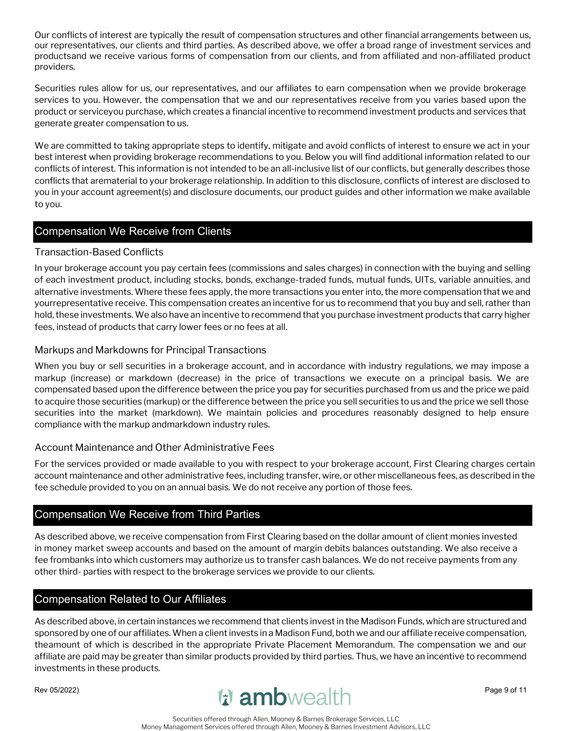Our conflicts of interest are typically the result of compensation structures and other financial arrangements between us, our representatives, our clients and third parties. As described above, we offer a broad range of investment services and productsand we receive various forms of compensation from our clients, and from affiliated and non-affiliated product providers.

Securities rules allow for us, our representatives, and our affiliates to earn compensation when we provide brokerage services to you. However, the compensation that we and our representatives receive from you varies based upon the product or serviceyou purchase, which creates a financial incentive to recommend investment products and services that generate greater compensation to us.

We are committed to taking appropriate steps to identify, mitigate and avoid conflicts of interest to ensure we act in your best interest when providing brokerage recommendations to you. Below you will find additional information related to our conflicts of interest. This information is not intended to be an all-inclusive list of our conflicts, but generally describes those conflicts that arematerial to your brokerage relationship. In addition to this disclosure, conflicts of interest are disclosed to you in your account agreement(s) and disclosure documents, our product guides and other information we make available to you.

## Compensation We Receive from Clients

### Transaction-Based Conflicts

In your brokerage account you pay certain fees (commissions and sales charges) in connection with the buying and selling of each investment product, including stocks, bonds, exchange-traded funds, mutual funds, UITs, variable annuities, and alternative investments. Where these fees apply, the more transactions you enter into, the more compensation that we and yourrepresentative receive. This compensation creates an incentive for us to recommend that you buy and sell, rather than hold, these investments. We also have an incentive to recommend that you purchase investment products that carry higher fees, instead of products that carry lower fees or no fees at all.

### Markups and Markdowns for Principal Transactions

When you buy or sell securities in a brokerage account, and in accordance with industry regulations, we may impose a markup (increase) or markdown (decrease) in the price of transactions we execute on a principal basis. We are compensated based upon the difference between the price you pay for securities purchased from us and the price we paid to acquire those securities (markup) or the difference between the price you sell securities to us and the price we sell those securities into the market (markdown). We maintain policies and procedures reasonably designed to help ensure compliance with the markup andmarkdown industry rules.

### Account Maintenance and Other Administrative Fees

For the services provided or made available to you with respect to your brokerage account, First Clearing charges certain account maintenance and other administrative fees, including transfer, wire, or other miscellaneous fees, as described in the fee schedule provided to you on an annual basis. We do not receive any portion of those fees.

## Compensation We Receive from Third Parties

As described above, we receive compensation from First Clearing based on the dollar amount of client monies invested in money market sweep accounts and based on the amount of margin debits balances outstanding. We also receive a fee frombanks into which customers may authorize us to transfer cash balances. We do not receive payments from any other third- parties with respect to the brokerage services we provide to our clients.

## Compensation Related to Our Affiliates

As described above, in certain instances we recommend that clients invest in the Madison Funds, which are structured and sponsored by one of our affiliates. When a client invests in a Madison Fund, both we and our affiliate receive compensation, theamount of which is described in the appropriate Private Placement Memorandum. The compensation we and our affiliate are paid may be greater than similar products provided by third parties. Thus, we have an incentive to recommend investments in these products.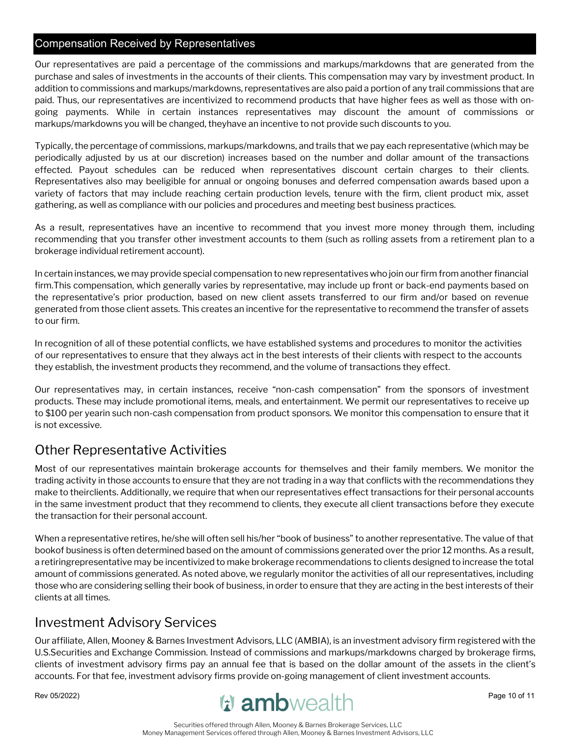## Compensation Received by Representatives

Our representatives are paid a percentage of the commissions and markups/markdowns that are generated from the purchase and sales of investments in the accounts of their clients. This compensation may vary by investment product. In addition to commissions and markups/markdowns, representatives are also paid a portion of any trail commissions that are paid. Thus, our representatives are incentivized to recommend products that have higher fees as well as those with on-going payments. While in certain instances representatives may discount the amount of commissions or markups/markdowns you will be changed, theyhave an incentive to not provide such discounts to you.

Typically, the percentage of commissions, markups/markdowns, and trails that we pay each representative (which may be periodically adjusted by us at our discretion) increases based on the number and dollar amount of the transactions effected. Payout schedules can be reduced when representatives discount certain charges to their clients. Representatives also may beeligible for annual or ongoing bonuses and deferred compensation awards based upon a variety of factors that may include reaching certain production levels, tenure with the firm, client product mix, asset gathering, as well as compliance with our policies and procedures and meeting best business practices.

As a result, representatives have an incentive to recommend that you invest more money through them, including recommending that you transfer other investment accounts to them (such as rolling assets from a retirement plan to a brokerage individual retirement account).

In certain instances, we may provide special compensation to new representatives who join our firm from another financial firm.This compensation, which generally varies by representative, may include up front or back-end payments based on the representative's prior production, based on new client assets transferred to our firm and/or based on revenue generated from those client assets. This creates an incentive for the representative to recommend the transfer of assets to our firm.

In recognition of all of these potential conflicts, we have established systems and procedures to monitor the activities of our representatives to ensure that they always act in the best interests of their clients with respect to the accounts they establish, the investment products they recommend, and the volume of transactions they effect.

Our representatives may, in certain instances, receive "non-cash compensation" from the sponsors of investment products. These may include promotional items, meals, and entertainment. We permit our representatives to receive up to $100 per yearin such non-cash compensation from product sponsors. We monitor this compensation to ensure that it is not excessive.

## Other Representative Activities

Most of our representatives maintain brokerage accounts for themselves and their family members. We monitor the trading activity in those accounts to ensure that they are not trading in a way that conflicts with the recommendations they make to theirclients. Additionally, we require that when our representatives effect transactions for their personal accounts in the same investment product that they recommend to clients, they execute all client transactions before they execute the transaction for their personal account.

When a representative retires, he/she will often sell his/her "book of business" to another representative. The value of that bookof business is often determined based on the amount of commissions generated over the prior 12 months. As a result, a retiringrepresentative may be incentivized to make brokerage recommendations to clients designed to increase the total amount of commissions generated. As noted above, we regularly monitor the activities of all our representatives, including those who are considering selling their book of business, in order to ensure that they are acting in the best interests of their clients at all times.

## Investment Advisory Services

Our affiliate, Allen, Mooney & Barnes Investment Advisors, LLC (AMBIA), is an investment advisory firm registered with the U.S.Securities and Exchange Commission. Instead of commissions and markups/markdowns charged by brokerage firms, clients of investment advisory firms pay an annual fee that is based on the dollar amount of the assets in the client's accounts. For that fee, investment advisory firms provide on-going management of client investment accounts.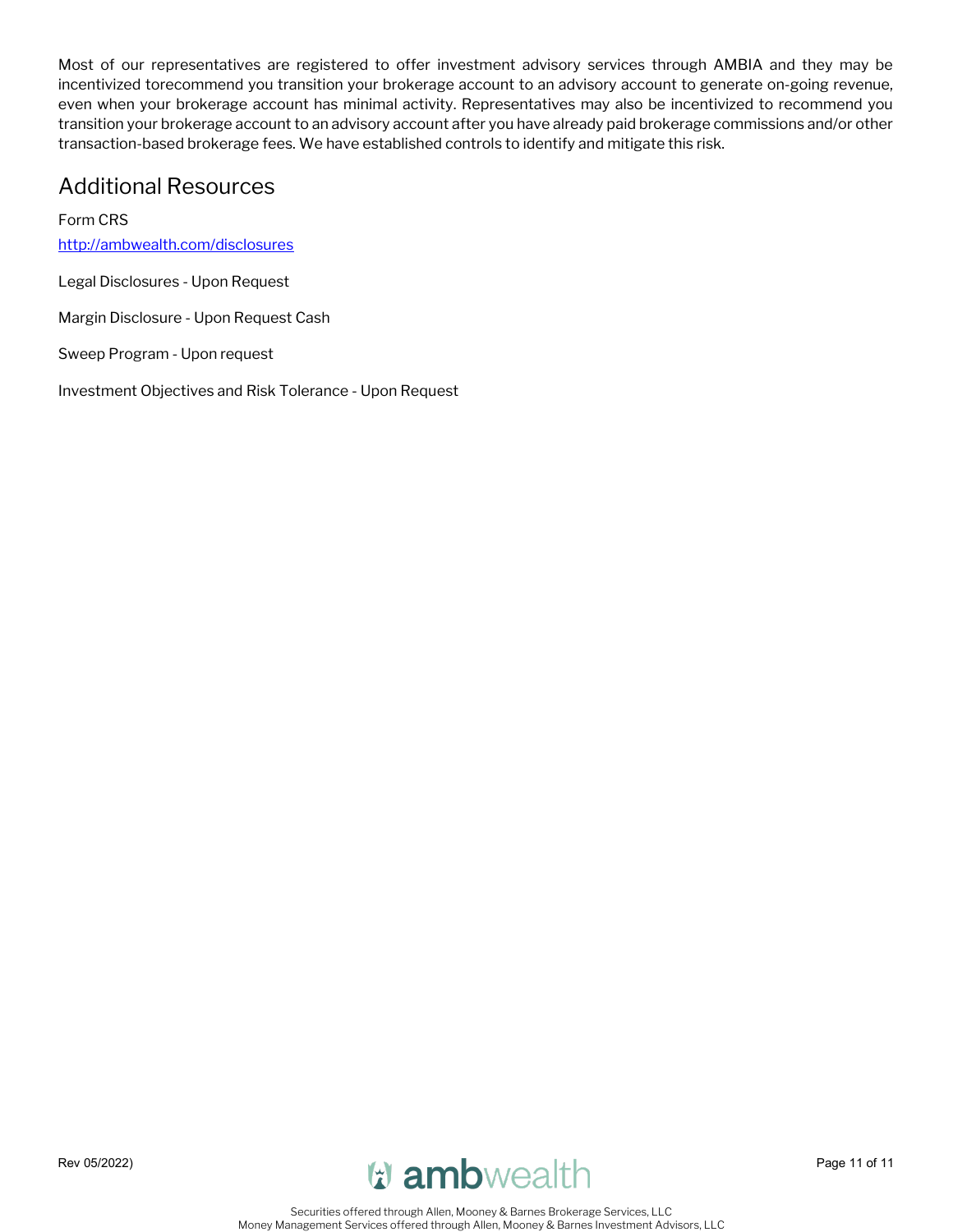Most of our representatives are registered to offer investment advisory services through AMBIA and they may be incentivized torecommend you transition your brokerage account to an advisory account to generate on-going revenue, even when your brokerage account has minimal activity. Representatives may also be incentivized to recommend you transition your brokerage account to an advisory account after you have already paid brokerage commissions and/or other transaction-based brokerage fees. We have established controls to identify and mitigate this risk.

## Additional Resources

Form CRS

http://ambwealth.com/disclosures

Legal Disclosures - Upon Request

Margin Disclosure - Upon Request Cash

Sweep Program - Upon request

Investment Objectives and Risk Tolerance - Upon Request